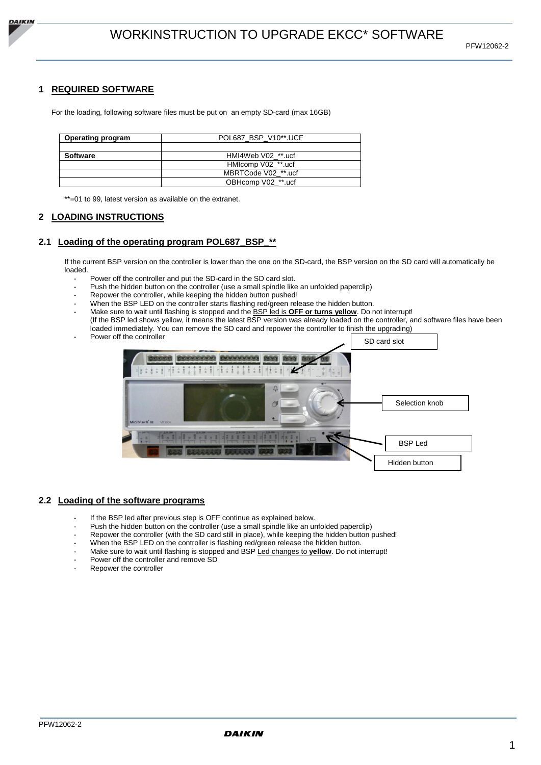# WORKINSTRUCTION TO UPGRADE EKCC* SOFTWARE

PFW12062-2

## 1 REQUIRED SOFTWARE

For the loading, following software files must be put on an empty SD-card (max 16GB)

| Operating program | POL687_BSP_V10**.UCF |
|---|---|
| | |
| Software | HMI4Web V02_**.ucf |
| | HMIcomp V02_**.ucf |
| | MBRTCode V02_**.ucf |
| | OBHcomp V02_**.ucf |

**=01 to 99, latest version as available on the extranet.

## 2 LOADING INSTRUCTIONS

### 2.1 Loading of the operating program POL687_BSP_**

If the current BSP version on the controller is lower than the one on the SD-card, the BSP version on the SD card will automatically be loaded.

- Power off the controller and put the SD-card in the SD card slot.
- Push the hidden button on the controller (use a small spindle like an unfolded paperclip)
- Repower the controller, while keeping the hidden button pushed!
- When the BSP LED on the controller starts flashing red/green release the hidden button.
- Make sure to wait until flashing is stopped and the BSP led is **OFF or turns yellow**. Do not interrupt!
  (If the BSP led shows yellow, it means the latest BSP version was already loaded on the controller, and software files have been loaded immediately. You can remove the SD card and repower the controller to finish the upgrading)
- Power off the controller

SD card slot

Selection knob

BSP Led

Hidden button

### 2.2 Loading of the software programs

- If the BSP led after previous step is OFF continue as explained below.
- Push the hidden button on the controller (use a small spindle like an unfolded paperclip)
- Repower the controller (with the SD card still in place), while keeping the hidden button pushed!
- When the BSP LED on the controller is flashing red/green release the hidden button.
- Make sure to wait until flashing is stopped and BSP Led changes to **yellow**. Do not interrupt!
- Power off the controller and remove SD
- Repower the controller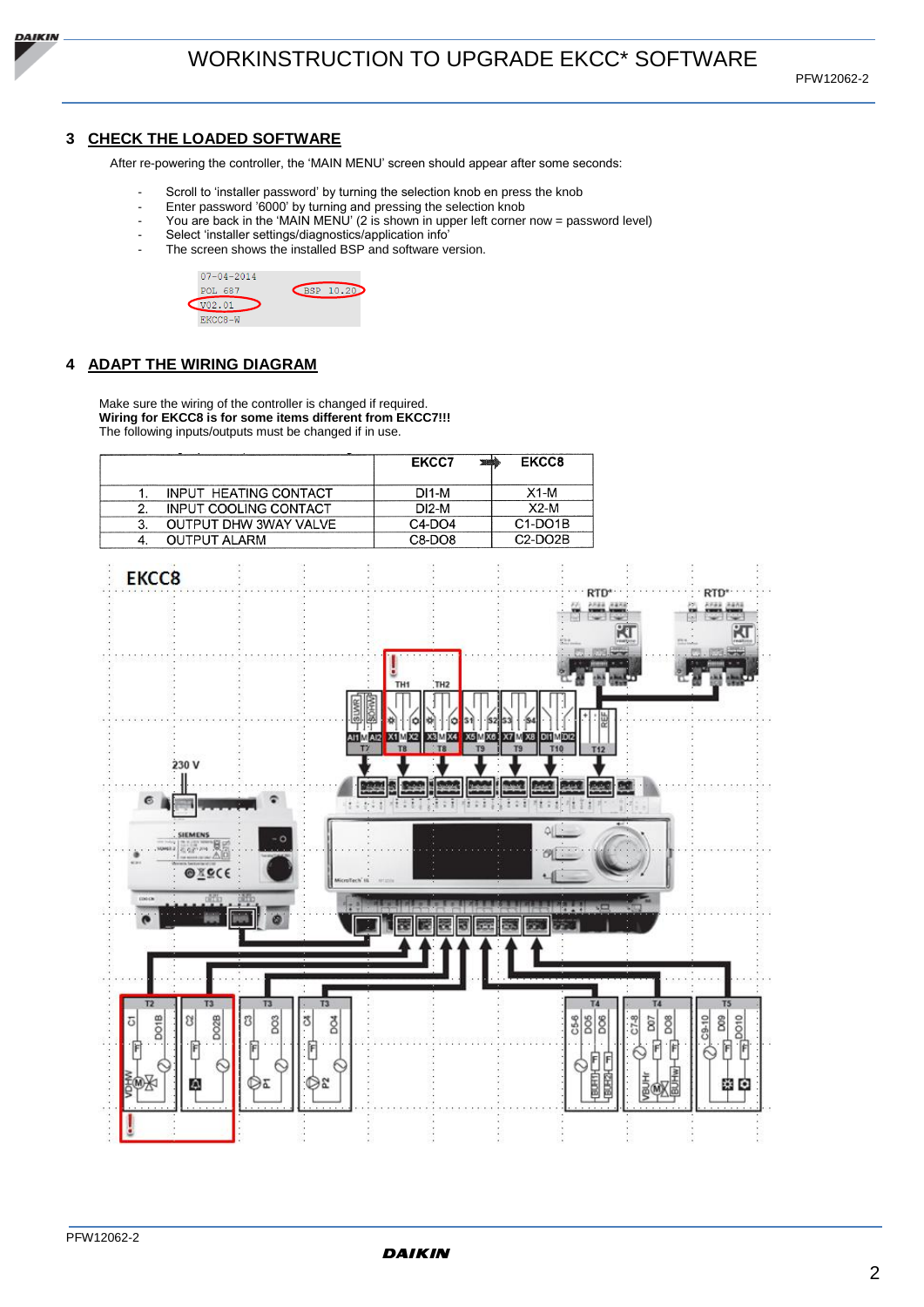## 3 CHECK THE LOADED SOFTWARE

After re-powering the controller, the 'MAIN MENU' screen should appear after some seconds:

- Scroll to 'installer password' by turning the selection knob en press the knob
- Enter password '6000' by turning and pressing the selection knob
- You are back in the 'MAIN MENU' (2 is shown in upper left corner now = password level)
- Select 'installer settings/diagnostics/application info'
- The screen shows the installed BSP and software version.

07-04-2014
POL 687
BSP 10.20
V02.01
EKCC8-W

## 4 ADAPT THE WIRING DIAGRAM

Make sure the wiring of the controller is changed if required.
**Wiring for EKCC8 is for some items different from EKCC7!!!**
The following inputs/outputs must be changed if in use.

| | EKCC7 | EKCC8 |
|---|---|---|
| 1. INPUT HEATING CONTACT | DI1-M | X1-M |
| 2. INPUT COOLING CONTACT | DI2-M | X2-M |
| 3. OUTPUT DHW 3WAY VALVE | C4-DO4 | C1-DO1B |
| 4. OUTPUT ALARM | C8-DO8 | C2-DO2B |

EKCC8